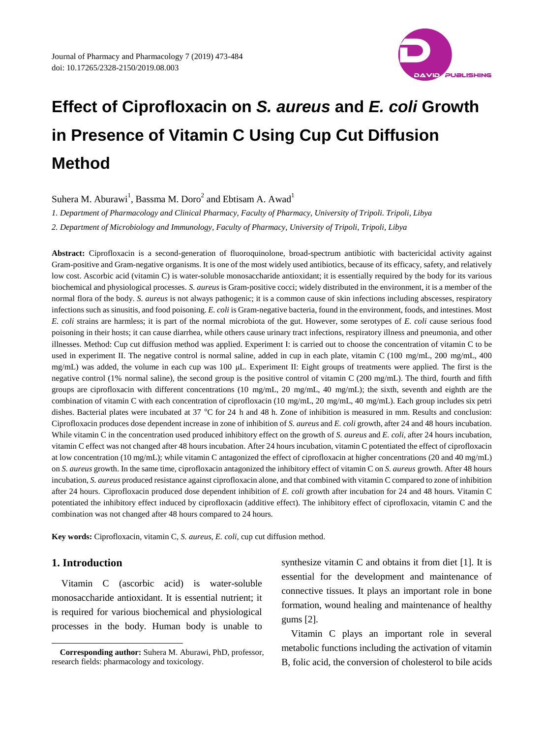# Effect of Ciprofloxacin on *S. aureus* and *E. coli* Growth in Presence of Vitamin C Using Cup Cut Diffusion Method

Suhera M. Aburawi[1], Bassma M. Doro[2] and Ebtisam A. Awad[1]

*1. Department of Pharmacology and Clinical Pharmacy, Faculty of Pharmacy, University of Tripoli. Tripoli, Libya*

*2. Department of Microbiology and Immunology, Faculty of Pharmacy, University of Tripoli, Tripoli, Libya*

**Abstract:** Ciprofloxacin is a second-generation of fluoroquinolone, broad-spectrum antibiotic with bactericidal activity against Gram-positive and Gram-negative organisms. It is one of the most widely used antibiotics, because of its efficacy, safety, and relatively low cost. Ascorbic acid (vitamin C) is water-soluble monosaccharide antioxidant; it is essentially required by the body for its various biochemical and physiological processes. *S. aureus* is Gram-positive cocci; widely distributed in the environment, it is a member of the normal flora of the body. *S. aureus* is not always pathogenic; it is a common cause of skin infections including abscesses, respiratory infections such as sinusitis, and food poisoning. *E. coli* is Gram-negative bacteria, found in the environment, foods, and intestines. Most *E. coli* strains are harmless; it is part of the normal microbiota of the gut. However, some serotypes of *E. coli* cause serious food poisoning in their hosts; it can cause diarrhea, while others cause urinary tract infections, respiratory illness and pneumonia, and other illnesses. Method: Cup cut diffusion method was applied. Experiment I: is carried out to choose the concentration of vitamin C to be used in experiment II. The negative control is normal saline, added in cup in each plate, vitamin C (100 mg/mL, 200 mg/mL, 400 mg/mL) was added, the volume in each cup was 100 μL. Experiment II: Eight groups of treatments were applied. The first is the negative control (1% normal saline), the second group is the positive control of vitamin C (200 mg/mL). The third, fourth and fifth groups are ciprofloxacin with different concentrations (10 mg/mL, 20 mg/mL, 40 mg/mL); the sixth, seventh and eighth are the combination of vitamin C with each concentration of ciprofloxacin (10 mg/mL, 20 mg/mL, 40 mg/mL). Each group includes six petri dishes. Bacterial plates were incubated at 37 °C for 24 h and 48 h. Zone of inhibition is measured in mm. Results and conclusion: Ciprofloxacin produces dose dependent increase in zone of inhibition of *S. aureus* and *E. coli* growth, after 24 and 48 hours incubation. While vitamin C in the concentration used produced inhibitory effect on the growth of *S. aureus* and *E. coli*, after 24 hours incubation, vitamin C effect was not changed after 48 hours incubation. After 24 hours incubation, vitamin C potentiated the effect of ciprofloxacin at low concentration (10 mg/mL); while vitamin C antagonized the effect of ciprofloxacin at higher concentrations (20 and 40 mg/mL) on *S. aureus* growth. In the same time, ciprofloxacin antagonized the inhibitory effect of vitamin C on *S. aureus* growth. After 48 hours incubation, *S. aureus* produced resistance against ciprofloxacin alone, and that combined with vitamin C compared to zone of inhibition after 24 hours. Ciprofloxacin produced dose dependent inhibition of *E. coli* growth after incubation for 24 and 48 hours. Vitamin C potentiated the inhibitory effect induced by ciprofloxacin (additive effect). The inhibitory effect of ciprofloxacin, vitamin C and the combination was not changed after 48 hours compared to 24 hours.

**Key words:** Ciprofloxacin, vitamin C, *S. aureus*, *E. coli*, cup cut diffusion method.

## 1. Introduction

Vitamin C (ascorbic acid) is water-soluble monosaccharide antioxidant. It is essential nutrient; it is required for various biochemical and physiological processes in the body. Human body is unable to synthesize vitamin C and obtains it from diet [1]. It is essential for the development and maintenance of connective tissues. It plays an important role in bone formation, wound healing and maintenance of healthy gums [2].

Vitamin C plays an important role in several metabolic functions including the activation of vitamin B, folic acid, the conversion of cholesterol to bile acids

**Corresponding author:** Suhera M. Aburawi, PhD, professor, research fields: pharmacology and toxicology.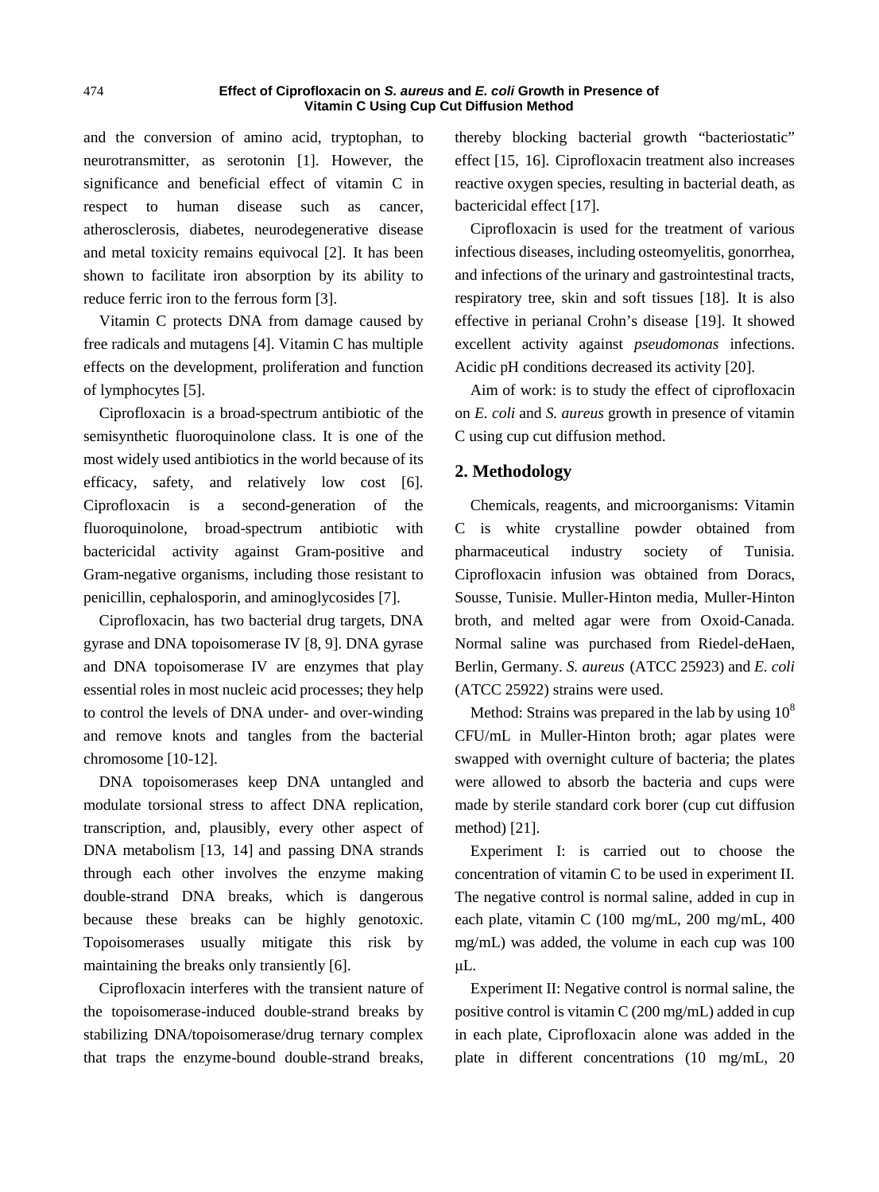and the conversion of amino acid, tryptophan, to neurotransmitter, as serotonin [1]. However, the significance and beneficial effect of vitamin C in respect to human disease such as cancer, atherosclerosis, diabetes, neurodegenerative disease and metal toxicity remains equivocal [2]. It has been shown to facilitate iron absorption by its ability to reduce ferric iron to the ferrous form [3].

Vitamin C protects DNA from damage caused by free radicals and mutagens [4]. Vitamin C has multiple effects on the development, proliferation and function of lymphocytes [5].

Ciprofloxacin is a broad-spectrum antibiotic of the semisynthetic fluoroquinolone class. It is one of the most widely used antibiotics in the world because of its efficacy, safety, and relatively low cost [6]. Ciprofloxacin is a second-generation of the fluoroquinolone, broad-spectrum antibiotic with bactericidal activity against Gram-positive and Gram-negative organisms, including those resistant to penicillin, cephalosporin, and aminoglycosides [7].

Ciprofloxacin, has two bacterial drug targets, DNA gyrase and DNA topoisomerase IV [8, 9]. DNA gyrase and DNA topoisomerase IV are enzymes that play essential roles in most nucleic acid processes; they help to control the levels of DNA under- and over-winding and remove knots and tangles from the bacterial chromosome [10-12].

DNA topoisomerases keep DNA untangled and modulate torsional stress to affect DNA replication, transcription, and, plausibly, every other aspect of DNA metabolism [13, 14] and passing DNA strands through each other involves the enzyme making double-strand DNA breaks, which is dangerous because these breaks can be highly genotoxic. Topoisomerases usually mitigate this risk by maintaining the breaks only transiently [6].

Ciprofloxacin interferes with the transient nature of the topoisomerase-induced double-strand breaks by stabilizing DNA/topoisomerase/drug ternary complex that traps the enzyme-bound double-strand breaks, thereby blocking bacterial growth "bacteriostatic" effect [15, 16]. Ciprofloxacin treatment also increases reactive oxygen species, resulting in bacterial death, as bactericidal effect [17].

Ciprofloxacin is used for the treatment of various infectious diseases, including osteomyelitis, gonorrhea, and infections of the urinary and gastrointestinal tracts, respiratory tree, skin and soft tissues [18]. It is also effective in perianal Crohn's disease [19]. It showed excellent activity against *pseudomonas* infections. Acidic pH conditions decreased its activity [20].

Aim of work: is to study the effect of ciprofloxacin on *E. coli* and *S. aureus* growth in presence of vitamin C using cup cut diffusion method.

## 2. Methodology

Chemicals, reagents, and microorganisms: Vitamin C is white crystalline powder obtained from pharmaceutical industry society of Tunisia. Ciprofloxacin infusion was obtained from Doracs, Sousse, Tunisie. Muller-Hinton media, Muller-Hinton broth, and melted agar were from Oxoid-Canada. Normal saline was purchased from Riedel-deHaen, Berlin, Germany. *S. aureus* (ATCC 25923) and *E. coli* (ATCC 25922) strains were used.

Method: Strains was prepared in the lab by using $10^8$ CFU/mL in Muller-Hinton broth; agar plates were swapped with overnight culture of bacteria; the plates were allowed to absorb the bacteria and cups were made by sterile standard cork borer (cup cut diffusion method) [21].

Experiment I: is carried out to choose the concentration of vitamin C to be used in experiment II. The negative control is normal saline, added in cup in each plate, vitamin C (100 mg/mL, 200 mg/mL, 400 mg/mL) was added, the volume in each cup was 100 μL.

Experiment II: Negative control is normal saline, the positive control is vitamin C (200 mg/mL) added in cup in each plate, Ciprofloxacin alone was added in the plate in different concentrations (10 mg/mL, 20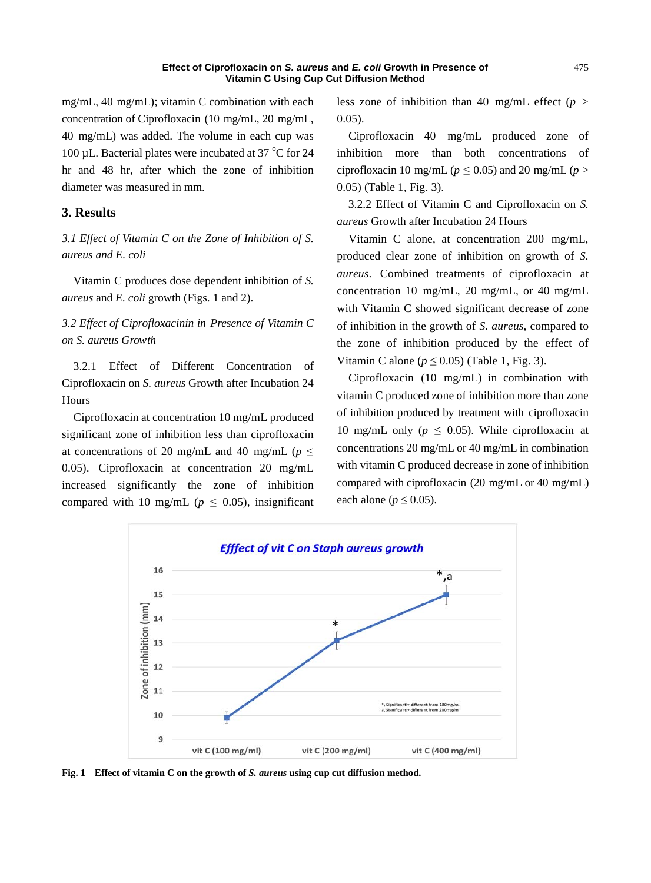mg/mL, 40 mg/mL); vitamin C combination with each concentration of Ciprofloxacin (10 mg/mL, 20 mg/mL, 40 mg/mL) was added. The volume in each cup was 100 µL. Bacterial plates were incubated at 37 °C for 24 hr and 48 hr, after which the zone of inhibition diameter was measured in mm.

## 3. Results

### *3.1 Effect of Vitamin C on the Zone of Inhibition of S. aureus and E. coli*

Vitamin C produces dose dependent inhibition of *S. aureus* and *E. coli* growth (Figs. 1 and 2).

### *3.2 Effect of Ciprofloxacinin in Presence of Vitamin C on S. aureus Growth*

3.2.1 Effect of Different Concentration of Ciprofloxacin on *S. aureus* Growth after Incubation 24 Hours

Ciprofloxacin at concentration 10 mg/mL produced significant zone of inhibition less than ciprofloxacin at concentrations of 20 mg/mL and 40 mg/mL ($p \leq 0.05$). Ciprofloxacin at concentration 20 mg/mL increased significantly the zone of inhibition compared with 10 mg/mL ($p \leq 0.05$), insignificant less zone of inhibition than 40 mg/mL effect ($p > 0.05$).

Ciprofloxacin 40 mg/mL produced zone of inhibition more than both concentrations of ciprofloxacin 10 mg/mL ($p \leq 0.05$) and 20 mg/mL ($p > 0.05$) (Table 1, Fig. 3).

3.2.2 Effect of Vitamin C and Ciprofloxacin on *S. aureus* Growth after Incubation 24 Hours

Vitamin C alone, at concentration 200 mg/mL, produced clear zone of inhibition on growth of *S. aureus*. Combined treatments of ciprofloxacin at concentration 10 mg/mL, 20 mg/mL, or 40 mg/mL with Vitamin C showed significant decrease of zone of inhibition in the growth of *S. aureus*, compared to the zone of inhibition produced by the effect of Vitamin C alone ($p \leq 0.05$) (Table 1, Fig. 3).

Ciprofloxacin (10 mg/mL) in combination with vitamin C produced zone of inhibition more than zone of inhibition produced by treatment with ciprofloxacin 10 mg/mL only ($p \leq 0.05$). While ciprofloxacin at concentrations 20 mg/mL or 40 mg/mL in combination with vitamin C produced decrease in zone of inhibition compared with ciprofloxacin (20 mg/mL or 40 mg/mL) each alone ($p \leq 0.05$).

**Fig. 1 Effect of vitamin C on the growth of *S. aureus* using cup cut diffusion method.**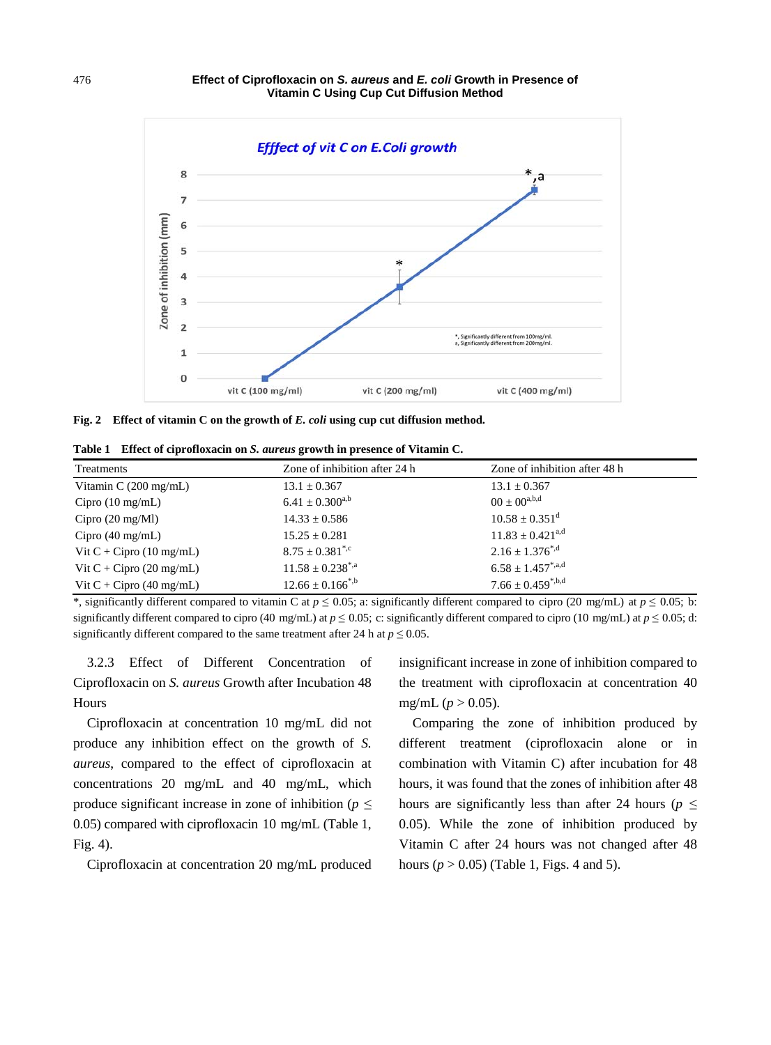**Fig. 2 Effect of vitamin C on the growth of *E. coli* using cup cut diffusion method.**

**Table 1 Effect of ciprofloxacin on *S. aureus* growth in presence of Vitamin C.**

| Treatments | Zone of inhibition after 24 h | Zone of inhibition after 48 h |
|---|---|---|
| Vitamin C (200 mg/mL) | 13.1 ± 0.367 | 13.1 ± 0.367 |
| Cipro (10 mg/mL) | 6.41 ± 0.300$^{a,b}$ | 00 ± 00$^{a,b,d}$ |
| Cipro (20 mg/Ml) | 14.33 ± 0.586 | 10.58 ± 0.351$^{d}$ |
| Cipro (40 mg/mL) | 15.25 ± 0.281 | 11.83 ± 0.421$^{a,d}$ |
| Vit C + Cipro (10 mg/mL) | 8.75 ± 0.381$^{*,c}$ | 2.16 ± 1.376$^{*,d}$ |
| Vit C + Cipro (20 mg/mL) | 11.58 ± 0.238$^{*,a}$ | 6.58 ± 1.457$^{*,a,d}$ |
| Vit C + Cipro (40 mg/mL) | 12.66 ± 0.166$^{*,b}$ | 7.66 ± 0.459$^{*,b,d}$ |

*, significantly different compared to vitamin C at $p \leq 0.05$; a: significantly different compared to cipro (20 mg/mL) at $p \leq 0.05$; b: significantly different compared to cipro (40 mg/mL) at $p \leq 0.05$; c: significantly different compared to cipro (10 mg/mL) at $p \leq 0.05$; d: significantly different compared to the same treatment after 24 h at $p \leq 0.05$.

### 3.2.3 Effect of Different Concentration of Ciprofloxacin on *S. aureus* Growth after Incubation 48 Hours

Ciprofloxacin at concentration 10 mg/mL did not produce any inhibition effect on the growth of *S. aureus*, compared to the effect of ciprofloxacin at concentrations 20 mg/mL and 40 mg/mL, which produce significant increase in zone of inhibition ($p \leq 0.05$) compared with ciprofloxacin 10 mg/mL (Table 1, Fig. 4).

Ciprofloxacin at concentration 20 mg/mL produced insignificant increase in zone of inhibition compared to the treatment with ciprofloxacin at concentration 40 mg/mL ($p > 0.05$).

Comparing the zone of inhibition produced by different treatment (ciprofloxacin alone or in combination with Vitamin C) after incubation for 48 hours, it was found that the zones of inhibition after 48 hours are significantly less than after 24 hours ($p \leq 0.05$). While the zone of inhibition produced by Vitamin C after 24 hours was not changed after 48 hours ($p > 0.05$) (Table 1, Figs. 4 and 5).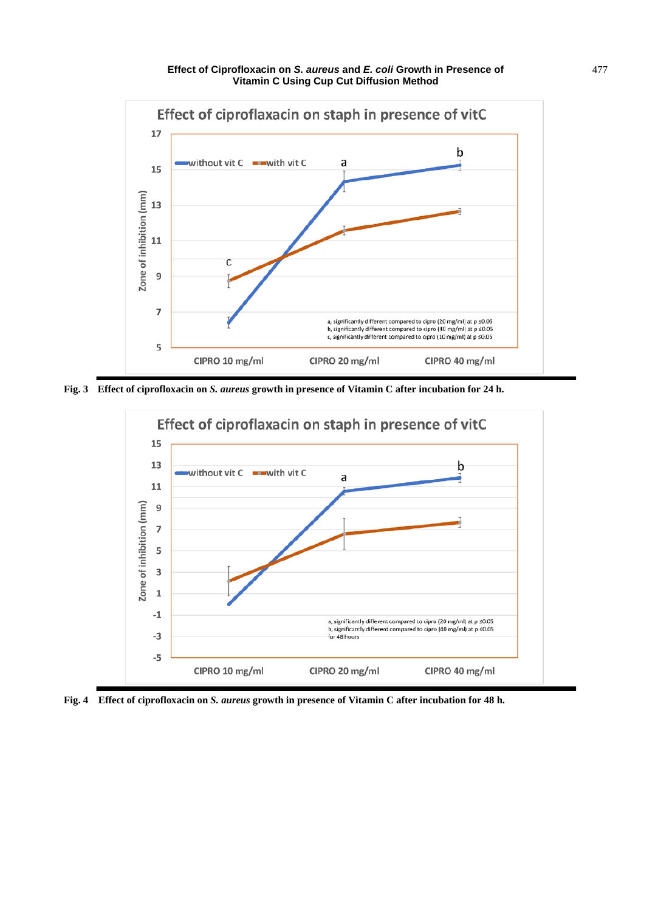**Fig. 3** Effect of ciprofloxacin on *S. aureus* growth in presence of Vitamin C after incubation for 24 h.

**Fig. 4** Effect of ciprofloxacin on *S. aureus* growth in presence of Vitamin C after incubation for 48 h.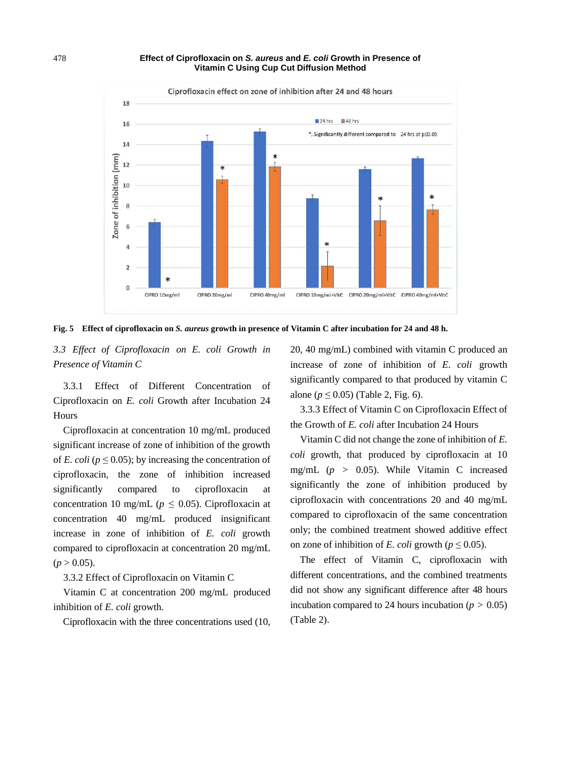**Effect of Ciprofloxacin on *S. aureus* and *E. coli* Growth in Presence of Vitamin C Using Cup Cut Diffusion Method**

**Fig. 5 Effect of ciprofloxacin on *S. aureus* growth in presence of Vitamin C after incubation for 24 and 48 h.**

### *3.3 Effect of Ciprofloxacin on E. coli Growth in Presence of Vitamin C*

3.3.1 Effect of Different Concentration of Ciprofloxacin on *E. coli* Growth after Incubation 24 Hours

Ciprofloxacin at concentration 10 mg/mL produced significant increase of zone of inhibition of the growth of *E. coli* ($p \leq 0.05$); by increasing the concentration of ciprofloxacin, the zone of inhibition increased significantly compared to ciprofloxacin at concentration 10 mg/mL ($p \leq 0.05$). Ciprofloxacin at concentration 40 mg/mL produced insignificant increase in zone of inhibition of *E. coli* growth compared to ciprofloxacin at concentration 20 mg/mL ($p > 0.05$).

3.3.2 Effect of Ciprofloxacin on Vitamin C

Vitamin C at concentration 200 mg/mL produced inhibition of *E. coli* growth.

Ciprofloxacin with the three concentrations used (10, 20, 40 mg/mL) combined with vitamin C produced an increase of zone of inhibition of *E. coli* growth significantly compared to that produced by vitamin C alone ($p \leq 0.05$) (Table 2, Fig. 6).

3.3.3 Effect of Vitamin C on Ciprofloxacin Effect of the Growth of *E. coli* after Incubation 24 Hours

Vitamin C did not change the zone of inhibition of *E. coli* growth, that produced by ciprofloxacin at 10 mg/mL ($p > 0.05$). While Vitamin C increased significantly the zone of inhibition produced by ciprofloxacin with concentrations 20 and 40 mg/mL compared to ciprofloxacin of the same concentration only; the combined treatment showed additive effect on zone of inhibition of *E. coli* growth ($p \leq 0.05$).

The effect of Vitamin C, ciprofloxacin with different concentrations, and the combined treatments did not show any significant difference after 48 hours incubation compared to 24 hours incubation ($p > 0.05$) (Table 2).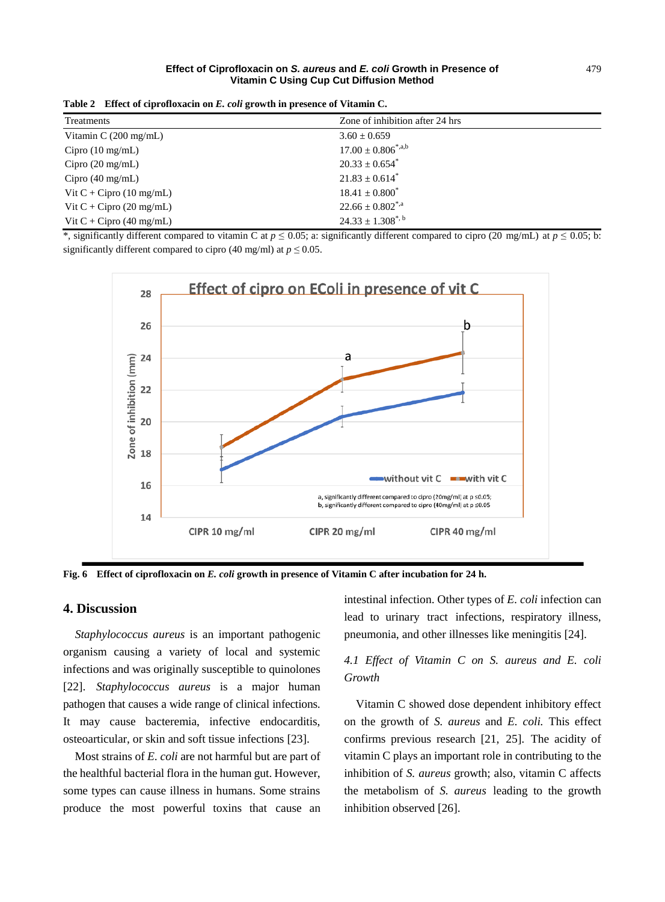**Table 2 Effect of ciprofloxacin on *E. coli* growth in presence of Vitamin C.**

| Treatments | Zone of inhibition after 24 hrs |
|---|---|
| Vitamin C (200 mg/mL) | 3.60 ± 0.659 |
| Cipro (10 mg/mL) | 17.00 ± 0.806[*,a,b] |
| Cipro (20 mg/mL) | 20.33 ± 0.654[*] |
| Cipro (40 mg/mL) | 21.83 ± 0.614[*] |
| Vit C + Cipro (10 mg/mL) | 18.41 ± 0.800[*] |
| Vit C + Cipro (20 mg/mL) | 22.66 ± 0.802[*,a] |
| Vit C + Cipro (40 mg/mL) | 24.33 ± 1.308[*, b] |

*, significantly different compared to vitamin C at $p \leq 0.05$; a: significantly different compared to cipro (20 mg/mL) at $p \leq 0.05$; b: significantly different compared to cipro (40 mg/ml) at $p \leq 0.05$.

**Fig. 6 Effect of ciprofloxacin on *E. coli* growth in presence of Vitamin C after incubation for 24 h.**

## 4. Discussion

*Staphylococcus aureus* is an important pathogenic organism causing a variety of local and systemic infections and was originally susceptible to quinolones [22]. *Staphylococcus aureus* is a major human pathogen that causes a wide range of clinical infections. It may cause bacteremia, infective endocarditis, osteoarticular, or skin and soft tissue infections [23].

Most strains of *E. coli* are not harmful but are part of the healthful bacterial flora in the human gut. However, some types can cause illness in humans. Some strains produce the most powerful toxins that cause an intestinal infection. Other types of *E. coli* infection can lead to urinary tract infections, respiratory illness, pneumonia, and other illnesses like meningitis [24].

### *4.1 Effect of Vitamin C on S. aureus and E. coli Growth*

Vitamin C showed dose dependent inhibitory effect on the growth of *S. aureus* and *E. coli.* This effect confirms previous research [21, 25]. The acidity of vitamin C plays an important role in contributing to the inhibition of *S. aureus* growth; also, vitamin C affects the metabolism of *S. aureus* leading to the growth inhibition observed [26].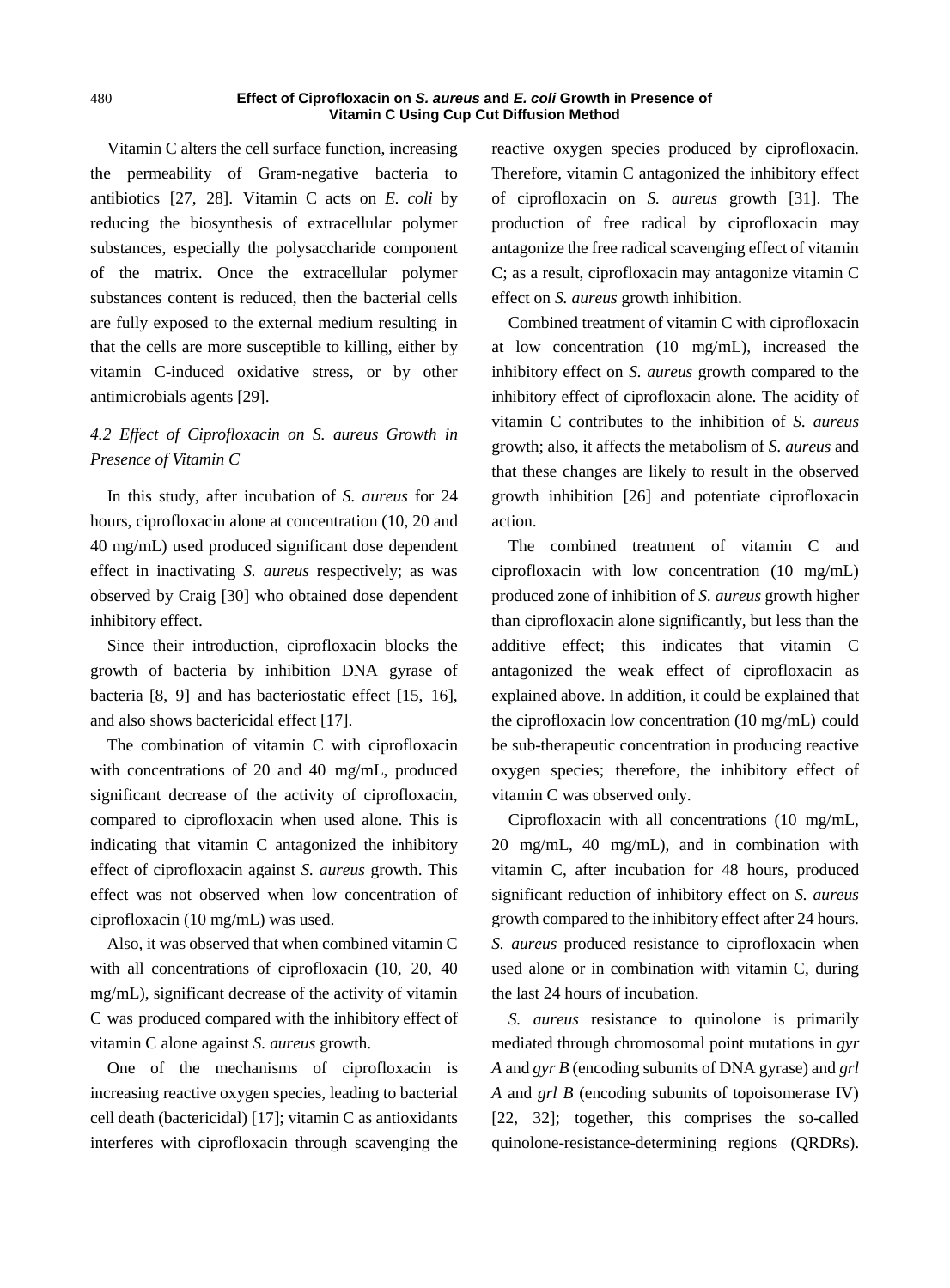Vitamin C alters the cell surface function, increasing the permeability of Gram-negative bacteria to antibiotics [27, 28]. Vitamin C acts on *E. coli* by reducing the biosynthesis of extracellular polymer substances, especially the polysaccharide component of the matrix. Once the extracellular polymer substances content is reduced, then the bacterial cells are fully exposed to the external medium resulting in that the cells are more susceptible to killing, either by vitamin C-induced oxidative stress, or by other antimicrobials agents [29].

### *4.2 Effect of Ciprofloxacin on S. aureus Growth in Presence of Vitamin C*

In this study, after incubation of *S. aureus* for 24 hours, ciprofloxacin alone at concentration (10, 20 and 40 mg/mL) used produced significant dose dependent effect in inactivating *S. aureus* respectively; as was observed by Craig [30] who obtained dose dependent inhibitory effect.

Since their introduction, ciprofloxacin blocks the growth of bacteria by inhibition DNA gyrase of bacteria [8, 9] and has bacteriostatic effect [15, 16], and also shows bactericidal effect [17].

The combination of vitamin C with ciprofloxacin with concentrations of 20 and 40 mg/mL, produced significant decrease of the activity of ciprofloxacin, compared to ciprofloxacin when used alone. This is indicating that vitamin C antagonized the inhibitory effect of ciprofloxacin against *S. aureus* growth. This effect was not observed when low concentration of ciprofloxacin (10 mg/mL) was used.

Also, it was observed that when combined vitamin C with all concentrations of ciprofloxacin (10, 20, 40 mg/mL), significant decrease of the activity of vitamin C was produced compared with the inhibitory effect of vitamin C alone against *S. aureus* growth.

One of the mechanisms of ciprofloxacin is increasing reactive oxygen species, leading to bacterial cell death (bactericidal) [17]; vitamin C as antioxidants interferes with ciprofloxacin through scavenging the reactive oxygen species produced by ciprofloxacin. Therefore, vitamin C antagonized the inhibitory effect of ciprofloxacin on *S. aureus* growth [31]. The production of free radical by ciprofloxacin may antagonize the free radical scavenging effect of vitamin C; as a result, ciprofloxacin may antagonize vitamin C effect on *S. aureus* growth inhibition.

Combined treatment of vitamin C with ciprofloxacin at low concentration (10 mg/mL), increased the inhibitory effect on *S. aureus* growth compared to the inhibitory effect of ciprofloxacin alone. The acidity of vitamin C contributes to the inhibition of *S. aureus* growth; also, it affects the metabolism of *S. aureus* and that these changes are likely to result in the observed growth inhibition [26] and potentiate ciprofloxacin action.

The combined treatment of vitamin C and ciprofloxacin with low concentration (10 mg/mL) produced zone of inhibition of *S. aureus* growth higher than ciprofloxacin alone significantly, but less than the additive effect; this indicates that vitamin C antagonized the weak effect of ciprofloxacin as explained above. In addition, it could be explained that the ciprofloxacin low concentration (10 mg/mL) could be sub-therapeutic concentration in producing reactive oxygen species; therefore, the inhibitory effect of vitamin C was observed only.

Ciprofloxacin with all concentrations (10 mg/mL, 20 mg/mL, 40 mg/mL), and in combination with vitamin C, after incubation for 48 hours, produced significant reduction of inhibitory effect on *S. aureus* growth compared to the inhibitory effect after 24 hours. *S. aureus* produced resistance to ciprofloxacin when used alone or in combination with vitamin C, during the last 24 hours of incubation.

*S. aureus* resistance to quinolone is primarily mediated through chromosomal point mutations in *gyr A* and *gyr B* (encoding subunits of DNA gyrase) and *grl A* and *grl B* (encoding subunits of topoisomerase IV) [22, 32]; together, this comprises the so-called quinolone-resistance-determining regions (QRDRs).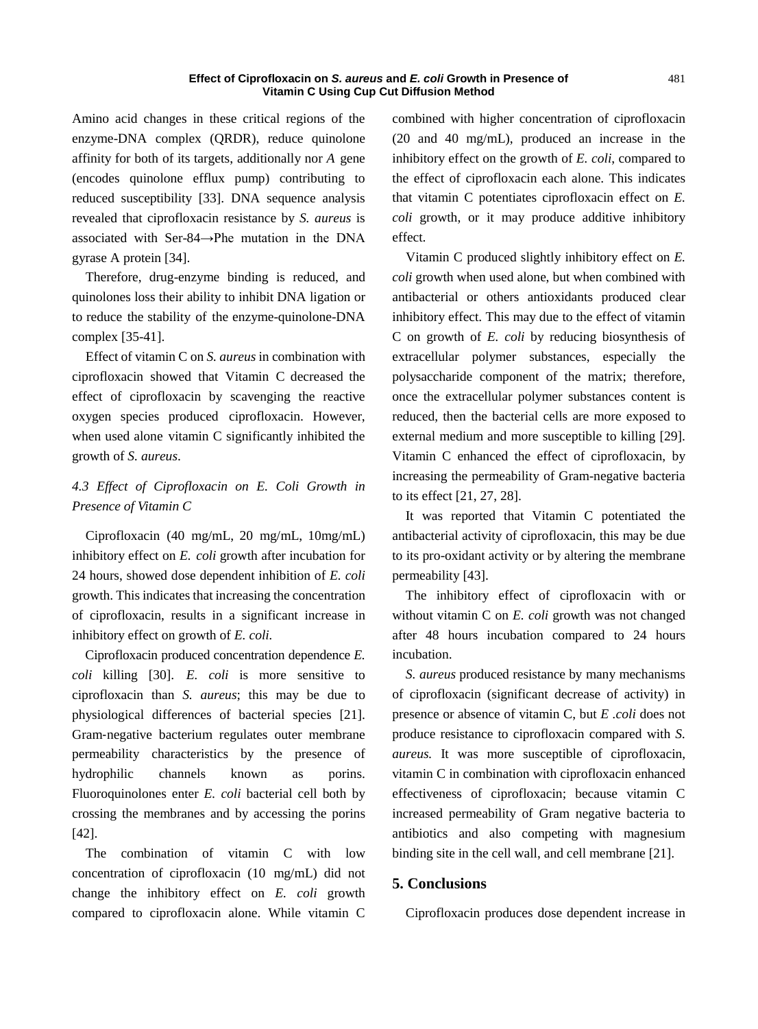Amino acid changes in these critical regions of the enzyme-DNA complex (QRDR), reduce quinolone affinity for both of its targets, additionally nor *A* gene (encodes quinolone efflux pump) contributing to reduced susceptibility [33]. DNA sequence analysis revealed that ciprofloxacin resistance by *S. aureus* is associated with Ser-84→Phe mutation in the DNA gyrase A protein [34].

Therefore, drug-enzyme binding is reduced, and quinolones loss their ability to inhibit DNA ligation or to reduce the stability of the enzyme-quinolone-DNA complex [35-41].

Effect of vitamin C on *S. aureus* in combination with ciprofloxacin showed that Vitamin C decreased the effect of ciprofloxacin by scavenging the reactive oxygen species produced ciprofloxacin. However, when used alone vitamin C significantly inhibited the growth of *S. aureus*.

### *4.3 Effect of Ciprofloxacin on E. Coli Growth in Presence of Vitamin C*

Ciprofloxacin (40 mg/mL, 20 mg/mL, 10mg/mL) inhibitory effect on *E. coli* growth after incubation for 24 hours, showed dose dependent inhibition of *E. coli* growth. This indicates that increasing the concentration of ciprofloxacin, results in a significant increase in inhibitory effect on growth of *E. coli.*

Ciprofloxacin produced concentration dependence *E. coli* killing [30]. *E. coli* is more sensitive to ciprofloxacin than *S. aureus*; this may be due to physiological differences of bacterial species [21]. Gram-negative bacterium regulates outer membrane permeability characteristics by the presence of hydrophilic channels known as porins. Fluoroquinolones enter *E. coli* bacterial cell both by crossing the membranes and by accessing the porins [42].

The combination of vitamin C with low concentration of ciprofloxacin (10 mg/mL) did not change the inhibitory effect on *E. coli* growth compared to ciprofloxacin alone. While vitamin C combined with higher concentration of ciprofloxacin (20 and 40 mg/mL), produced an increase in the inhibitory effect on the growth of *E. coli*, compared to the effect of ciprofloxacin each alone. This indicates that vitamin C potentiates ciprofloxacin effect on *E. coli* growth, or it may produce additive inhibitory effect.

Vitamin C produced slightly inhibitory effect on *E. coli* growth when used alone, but when combined with antibacterial or others antioxidants produced clear inhibitory effect. This may due to the effect of vitamin C on growth of *E. coli* by reducing biosynthesis of extracellular polymer substances, especially the polysaccharide component of the matrix; therefore, once the extracellular polymer substances content is reduced, then the bacterial cells are more exposed to external medium and more susceptible to killing [29]. Vitamin C enhanced the effect of ciprofloxacin, by increasing the permeability of Gram-negative bacteria to its effect [21, 27, 28].

It was reported that Vitamin C potentiated the antibacterial activity of ciprofloxacin, this may be due to its pro-oxidant activity or by altering the membrane permeability [43].

The inhibitory effect of ciprofloxacin with or without vitamin C on *E. coli* growth was not changed after 48 hours incubation compared to 24 hours incubation.

*S. aureus* produced resistance by many mechanisms of ciprofloxacin (significant decrease of activity) in presence or absence of vitamin C, but *E .coli* does not produce resistance to ciprofloxacin compared with *S. aureus.* It was more susceptible of ciprofloxacin, vitamin C in combination with ciprofloxacin enhanced effectiveness of ciprofloxacin; because vitamin C increased permeability of Gram negative bacteria to antibiotics and also competing with magnesium binding site in the cell wall, and cell membrane [21].

## 5. Conclusions

Ciprofloxacin produces dose dependent increase in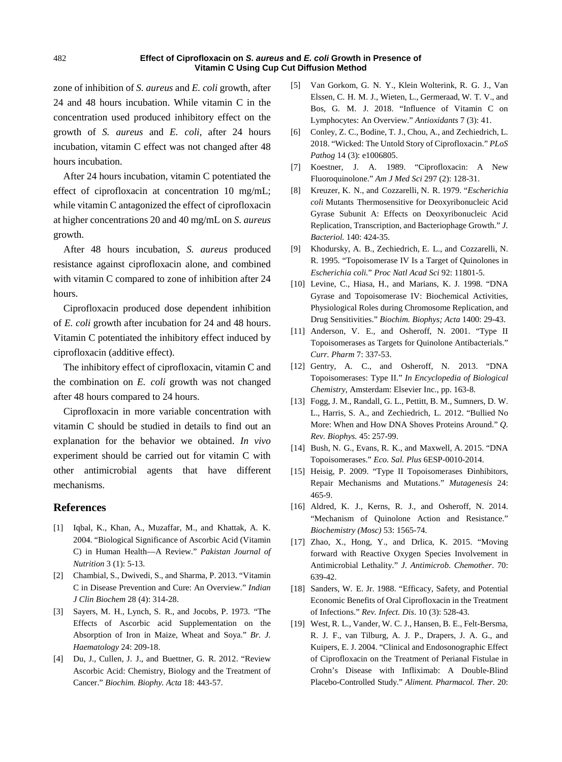zone of inhibition of *S. aureus* and *E. coli* growth, after 24 and 48 hours incubation. While vitamin C in the concentration used produced inhibitory effect on the growth of *S. aureus* and *E. coli*, after 24 hours incubation, vitamin C effect was not changed after 48 hours incubation.

After 24 hours incubation, vitamin C potentiated the effect of ciprofloxacin at concentration 10 mg/mL; while vitamin C antagonized the effect of ciprofloxacin at higher concentrations 20 and 40 mg/mL on *S. aureus* growth.

After 48 hours incubation, *S. aureus* produced resistance against ciprofloxacin alone, and combined with vitamin C compared to zone of inhibition after 24 hours.

Ciprofloxacin produced dose dependent inhibition of *E. coli* growth after incubation for 24 and 48 hours. Vitamin C potentiated the inhibitory effect induced by ciprofloxacin (additive effect).

The inhibitory effect of ciprofloxacin, vitamin C and the combination on *E. coli* growth was not changed after 48 hours compared to 24 hours.

Ciprofloxacin in more variable concentration with vitamin C should be studied in details to find out an explanation for the behavior we obtained. *In vivo* experiment should be carried out for vitamin C with other antimicrobial agents that have different mechanisms.

## References

[1] Iqbal, K., Khan, A., Muzaffar, M., and Khattak, A. K. 2004. "Biological Significance of Ascorbic Acid (Vitamin C) in Human Health—A Review." *Pakistan Journal of Nutrition* 3 (1): 5-13.

[2] Chambial, S., Dwivedi, S., and Sharma, P. 2013. "Vitamin C in Disease Prevention and Cure: An Overview." *Indian J Clin Biochem* 28 (4): 314-28.

[3] Sayers, M. H., Lynch, S. R., and Jocobs, P. 1973. "The Effects of Ascorbic acid Supplementation on the Absorption of Iron in Maize, Wheat and Soya." *Br. J. Haematology* 24: 209-18.

[4] Du, J., Cullen, J. J., and Buettner, G. R. 2012. "Review Ascorbic Acid: Chemistry, Biology and the Treatment of Cancer." *Biochim. Biophy. Acta* 18: 443-57.

[5] Van Gorkom, G. N. Y., Klein Wolterink, R. G. J., Van Elssen, C. H. M. J., Wieten, L., Germeraad, W. T. V., and Bos, G. M. J. 2018. "Influence of Vitamin C on Lymphocytes: An Overview." *Antioxidants* 7 (3): 41.

[6] Conley, Z. C., Bodine, T. J., Chou, A., and Zechiedrich, L. 2018. "Wicked: The Untold Story of Ciprofloxacin." *PLoS Pathog* 14 (3): e1006805.

[7] Koestner, J. A. 1989. "Ciprofloxacin: A New Fluoroquinolone." *Am J Med Sci* 297 (2): 128-31.

[8] Kreuzer, K. N., and Cozzarelli, N. R. 1979. "*Escherichia coli* Mutants Thermosensitive for Deoxyribonucleic Acid Gyrase Subunit A: Effects on Deoxyribonucleic Acid Replication, Transcription, and Bacteriophage Growth." *J. Bacteriol.* 140: 424-35.

[9] Khodursky, A. B., Zechiedrich, E. L., and Cozzarelli, N. R. 1995. "Topoisomerase IV Is a Target of Quinolones in *Escherichia coli*." *Proc Natl Acad Sci* 92: 11801-5.

[10] Levine, C., Hiasa, H., and Marians, K. J. 1998. "DNA Gyrase and Topoisomerase IV: Biochemical Activities, Physiological Roles during Chromosome Replication, and Drug Sensitivities." *Biochim. Biophys; Acta* 1400: 29-43.

[11] Anderson, V. E., and Osheroff, N. 2001. "Type II Topoisomerases as Targets for Quinolone Antibacterials." *Curr. Pharm* 7: 337-53.

[12] Gentry, A. C., and Osheroff, N. 2013. "DNA Topoisomerases: Type II." *In Encyclopedia of Biological Chemistry*, Amsterdam: Elsevier Inc., pp. 163-8.

[13] Fogg, J. M., Randall, G. L., Pettitt, B. M., Sumners, D. W. L., Harris, S. A., and Zechiedrich, L. 2012. "Bullied No More: When and How DNA Shoves Proteins Around." *Q. Rev. Biophys.* 45: 257-99.

[14] Bush, N. G., Evans, R. K., and Maxwell, A. 2015. "DNA Topoisomerases." *Eco. Sal. Plus* 6ESP-0010-2014.

[15] Heisig, P. 2009. "Type II Topoisomerases Ðinhibitors, Repair Mechanisms and Mutations." *Mutagenesis* 24: 465-9.

[16] Aldred, K. J., Kerns, R. J., and Osheroff, N. 2014. "Mechanism of Quinolone Action and Resistance." *Biochemistry (Mosc)* 53: 1565-74.

[17] Zhao, X., Hong, Y., and Drlica, K. 2015. "Moving forward with Reactive Oxygen Species Involvement in Antimicrobial Lethality." *J. Antimicrob. Chemother*. 70: 639-42.

[18] Sanders, W. E. Jr. 1988. "Efficacy, Safety, and Potential Economic Benefits of Oral Ciprofloxacin in the Treatment of Infections." *Rev. Infect. Dis*. 10 (3): 528-43.

[19] West, R. L., Vander, W. C. J., Hansen, B. E., Felt-Bersma, R. J. F., van Tilburg, A. J. P., Drapers, J. A. G., and Kuipers, E. J. 2004. "Clinical and Endosonographic Effect of Ciprofloxacin on the Treatment of Perianal Fistulae in Crohn's Disease with Infliximab: A Double-Blind Placebo-Controlled Study." *Aliment. Pharmacol. Ther.* 20: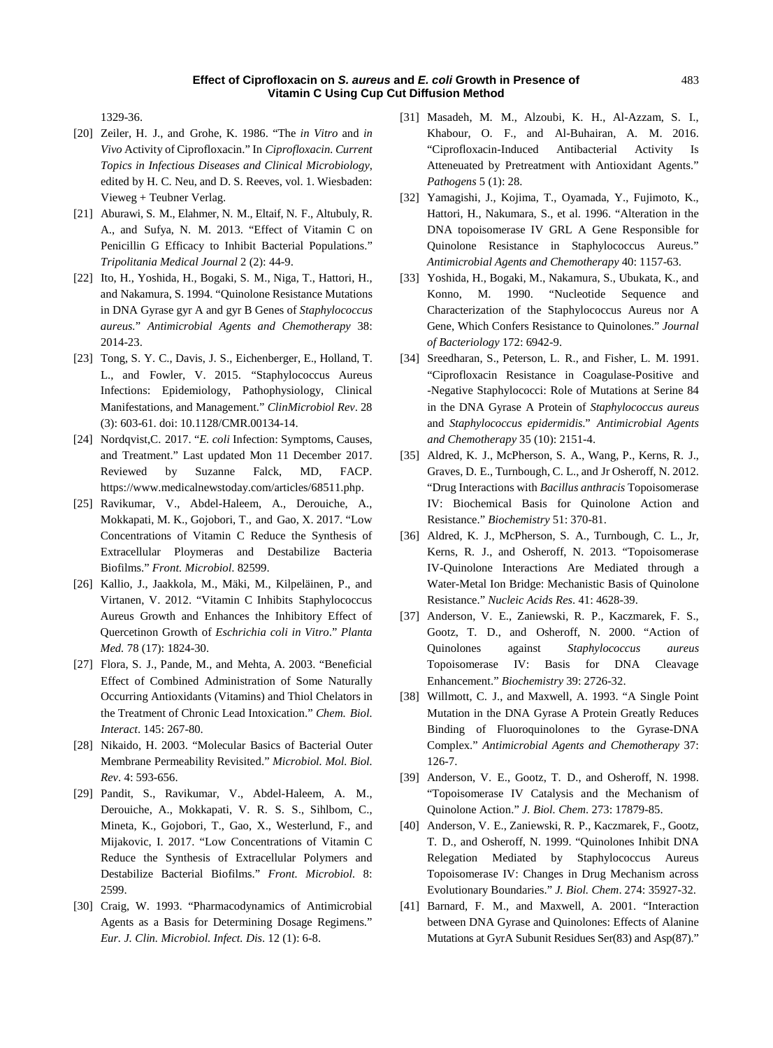1329-36.

[20] Zeiler, H. J., and Grohe, K. 1986. "The *in Vitro* and *in Vivo* Activity of Ciprofloxacin." In *Ciprofloxacin. Current Topics in Infectious Diseases and Clinical Microbiology*, edited by H. C. Neu, and D. S. Reeves, vol. 1. Wiesbaden: Vieweg + Teubner Verlag.

[21] Aburawi, S. M., Elahmer, N. M., Eltaif, N. F., Altubuly, R. A., and Sufya, N. M. 2013. "Effect of Vitamin C on Penicillin G Efficacy to Inhibit Bacterial Populations." *Tripolitania Medical Journal* 2 (2): 44-9.

[22] Ito, H., Yoshida, H., Bogaki, S. M., Niga, T., Hattori, H., and Nakamura, S. 1994. "Quinolone Resistance Mutations in DNA Gyrase gyr A and gyr B Genes of *Staphylococcus aureus*." *Antimicrobial Agents and Chemotherapy* 38: 2014-23.

[23] Tong, S. Y. C., Davis, J. S., Eichenberger, E., Holland, T. L., and Fowler, V. 2015. "Staphylococcus Aureus Infections: Epidemiology, Pathophysiology, Clinical Manifestations, and Management." *ClinMicrobiol Rev*. 28 (3): 603-61. doi: 10.1128/CMR.00134-14.

[24] Nordqvist,C. 2017. "*E. coli* Infection: Symptoms, Causes, and Treatment." Last updated Mon 11 December 2017. Reviewed by Suzanne Falck, MD, FACP. https://www.medicalnewstoday.com/articles/68511.php.

[25] Ravikumar, V., Abdel-Haleem, A., Derouiche, A., Mokkapati, M. K., Gojobori, T., and Gao, X. 2017. "Low Concentrations of Vitamin C Reduce the Synthesis of Extracellular Ploymeras and Destabilize Bacteria Biofilms." *Front. Microbiol*. 82599.

[26] Kallio, J., Jaakkola, M., Mäki, M., Kilpeläinen, P., and Virtanen, V. 2012. "Vitamin C Inhibits Staphylococcus Aureus Growth and Enhances the Inhibitory Effect of Quercetinon Growth of *Eschrichia coli in Vitro*." *Planta Med*. 78 (17): 1824-30.

[27] Flora, S. J., Pande, M., and Mehta, A. 2003. "Beneficial Effect of Combined Administration of Some Naturally Occurring Antioxidants (Vitamins) and Thiol Chelators in the Treatment of Chronic Lead Intoxication." *Chem. Biol. Interact*. 145: 267-80.

[28] Nikaido, H. 2003. "Molecular Basics of Bacterial Outer Membrane Permeability Revisited." *Microbiol. Mol. Biol. Rev*. 4: 593-656.

[29] Pandit, S., Ravikumar, V., Abdel-Haleem, A. M., Derouiche, A., Mokkapati, V. R. S. S., Sihlbom, C., Mineta, K., Gojobori, T., Gao, X., Westerlund, F., and Mijakovic, I. 2017. "Low Concentrations of Vitamin C Reduce the Synthesis of Extracellular Polymers and Destabilize Bacterial Biofilms." *Front. Microbiol*. 8: 2599.

[30] Craig, W. 1993. "Pharmacodynamics of Antimicrobial Agents as a Basis for Determining Dosage Regimens." *Eur. J. Clin. Microbiol. Infect. Dis*. 12 (1): 6-8.

[31] Masadeh, M. M., Alzoubi, K. H., Al-Azzam, S. I., Khabour, O. F., and Al-Buhairan, A. M. 2016. "Ciprofloxacin-Induced Antibacterial Activity Is Atteneuated by Pretreatment with Antioxidant Agents." *Pathogens* 5 (1): 28.

[32] Yamagishi, J., Kojima, T., Oyamada, Y., Fujimoto, K., Hattori, H., Nakumara, S., et al. 1996. "Alteration in the DNA topoisomerase IV GRL A Gene Responsible for Quinolone Resistance in Staphylococcus Aureus." *Antimicrobial Agents and Chemotherapy* 40: 1157-63.

[33] Yoshida, H., Bogaki, M., Nakamura, S., Ubukata, K., and Konno, M. 1990. "Nucleotide Sequence and Characterization of the Staphylococcus Aureus nor A Gene, Which Confers Resistance to Quinolones." *Journal of Bacteriology* 172: 6942-9.

[34] Sreedharan, S., Peterson, L. R., and Fisher, L. M. 1991. "Ciprofloxacin Resistance in Coagulase-Positive and -Negative Staphylococci: Role of Mutations at Serine 84 in the DNA Gyrase A Protein of *Staphylococcus aureus* and *Staphylococcus epidermidis*." *Antimicrobial Agents and Chemotherapy* 35 (10): 2151-4.

[35] Aldred, K. J., McPherson, S. A., Wang, P., Kerns, R. J., Graves, D. E., Turnbough, C. L., and Jr Osheroff, N. 2012. "Drug Interactions with *Bacillus anthracis* Topoisomerase IV: Biochemical Basis for Quinolone Action and Resistance." *Biochemistry* 51: 370-81.

[36] Aldred, K. J., McPherson, S. A., Turnbough, C. L., Jr, Kerns, R. J., and Osheroff, N. 2013. "Topoisomerase IV-Quinolone Interactions Are Mediated through a Water-Metal Ion Bridge: Mechanistic Basis of Quinolone Resistance." *Nucleic Acids Res*. 41: 4628-39.

[37] Anderson, V. E., Zaniewski, R. P., Kaczmarek, F. S., Gootz, T. D., and Osheroff, N. 2000. "Action of Quinolones against *Staphylococcus aureus* Topoisomerase IV: Basis for DNA Cleavage Enhancement." *Biochemistry* 39: 2726-32.

[38] Willmott, C. J., and Maxwell, A. 1993. "A Single Point Mutation in the DNA Gyrase A Protein Greatly Reduces Binding of Fluoroquinolones to the Gyrase-DNA Complex." *Antimicrobial Agents and Chemotherapy* 37: 126-7.

[39] Anderson, V. E., Gootz, T. D., and Osheroff, N. 1998. "Topoisomerase IV Catalysis and the Mechanism of Quinolone Action." *J. Biol. Chem*. 273: 17879-85.

[40] Anderson, V. E., Zaniewski, R. P., Kaczmarek, F., Gootz, T. D., and Osheroff, N. 1999. "Quinolones Inhibit DNA Relegation Mediated by Staphylococcus Aureus Topoisomerase IV: Changes in Drug Mechanism across Evolutionary Boundaries." *J. Biol. Chem*. 274: 35927-32.

[41] Barnard, F. M., and Maxwell, A. 2001. "Interaction between DNA Gyrase and Quinolones: Effects of Alanine Mutations at GyrA Subunit Residues Ser(83) and Asp(87)."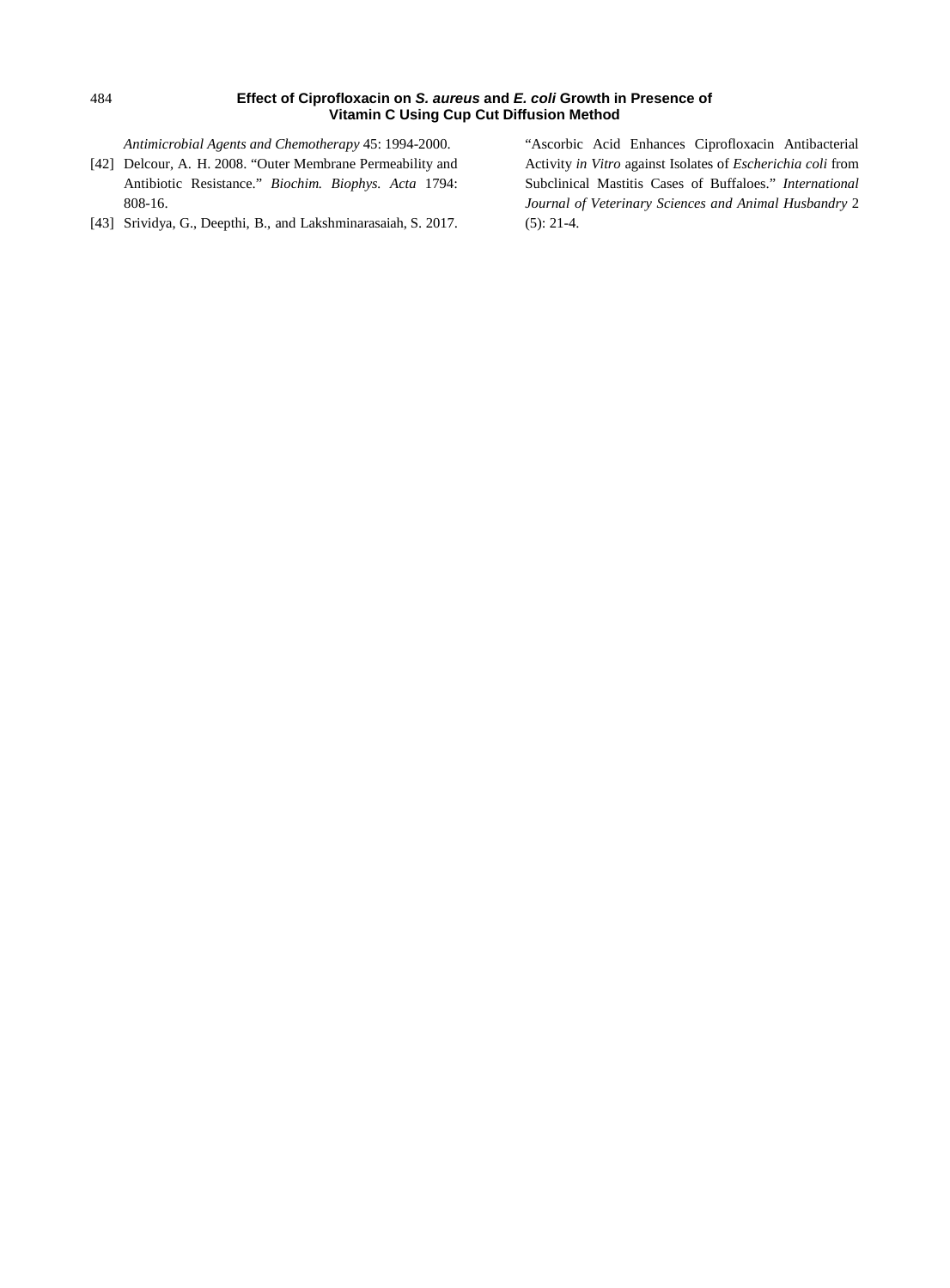*Antimicrobial Agents and Chemotherapy* 45: 1994-2000.

[42] Delcour, A. H. 2008. "Outer Membrane Permeability and Antibiotic Resistance." *Biochim. Biophys. Acta* 1794: 808-16.

[43] Srividya, G., Deepthi, B., and Lakshminarasaiah, S. 2017. "Ascorbic Acid Enhances Ciprofloxacin Antibacterial Activity *in Vitro* against Isolates of *Escherichia coli* from Subclinical Mastitis Cases of Buffaloes." *International Journal of Veterinary Sciences and Animal Husbandry* 2 (5): 21-4.